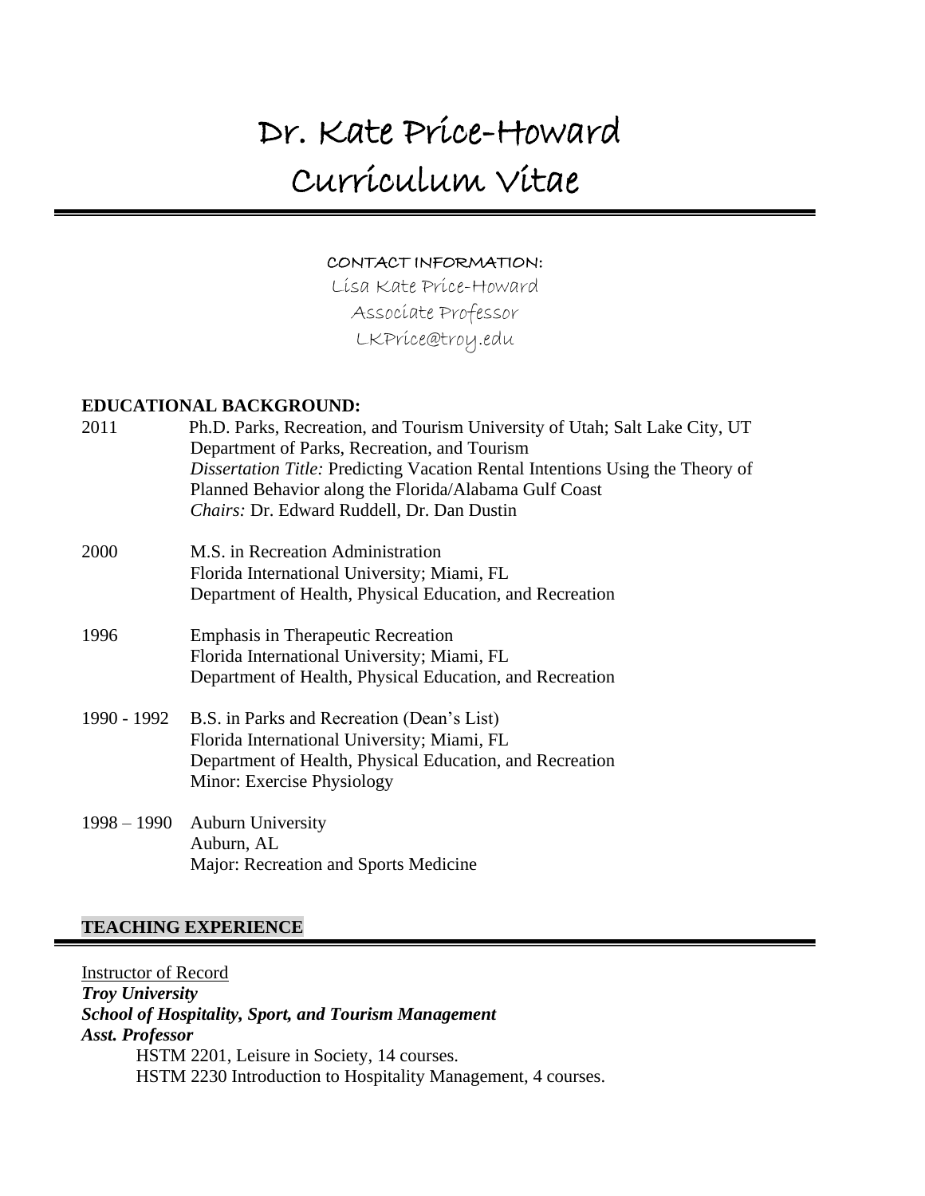# Dr. Kate Price-Howard
# Curriculum Vitae

**CONTACT INFORMATION:**

Lisa Kate Price-Howard
Associate Professor
LKPrice@troy.edu

## EDUCATIONAL BACKGROUND:

2011 Ph.D. Parks, Recreation, and Tourism University of Utah; Salt Lake City, UT
Department of Parks, Recreation, and Tourism
*Dissertation Title:* Predicting Vacation Rental Intentions Using the Theory of Planned Behavior along the Florida/Alabama Gulf Coast
*Chairs:* Dr. Edward Ruddell, Dr. Dan Dustin

2000 M.S. in Recreation Administration
Florida International University; Miami, FL
Department of Health, Physical Education, and Recreation

1996 Emphasis in Therapeutic Recreation
Florida International University; Miami, FL
Department of Health, Physical Education, and Recreation

1990 - 1992 B.S. in Parks and Recreation (Dean's List)
Florida International University; Miami, FL
Department of Health, Physical Education, and Recreation
Minor: Exercise Physiology

1998 – 1990 Auburn University
Auburn, AL
Major: Recreation and Sports Medicine

## TEACHING EXPERIENCE

Instructor of Record
***Troy University***
***School of Hospitality, Sport, and Tourism Management***
***Asst. Professor***

HSTM 2201, Leisure in Society, 14 courses.
HSTM 2230 Introduction to Hospitality Management, 4 courses.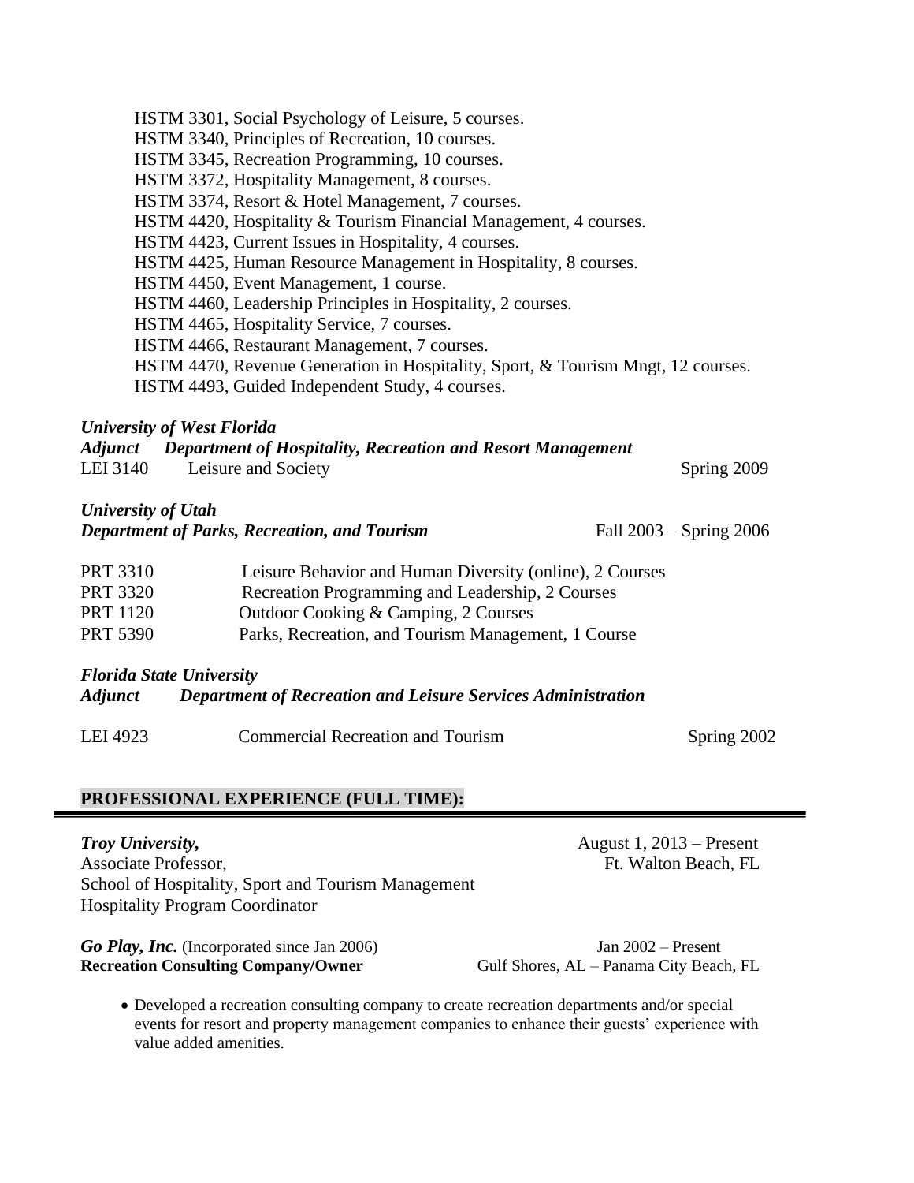HSTM 3301, Social Psychology of Leisure, 5 courses.
HSTM 3340, Principles of Recreation, 10 courses.
HSTM 3345, Recreation Programming, 10 courses.
HSTM 3372, Hospitality Management, 8 courses.
HSTM 3374, Resort & Hotel Management, 7 courses.
HSTM 4420, Hospitality & Tourism Financial Management, 4 courses.
HSTM 4423, Current Issues in Hospitality, 4 courses.
HSTM 4425, Human Resource Management in Hospitality, 8 courses.
HSTM 4450, Event Management, 1 course.
HSTM 4460, Leadership Principles in Hospitality, 2 courses.
HSTM 4465, Hospitality Service, 7 courses.
HSTM 4466, Restaurant Management, 7 courses.
HSTM 4470, Revenue Generation in Hospitality, Sport, & Tourism Mngt, 12 courses.
HSTM 4493, Guided Independent Study, 4 courses.

***University of West Florida***
***Adjunct Department of Hospitality, Recreation and Resort Management***
LEI 3140 Leisure and Society — Spring 2009

***University of Utah***
***Department of Parks, Recreation, and Tourism*** — Fall 2003 – Spring 2006

PRT 3310 Leisure Behavior and Human Diversity (online), 2 Courses
PRT 3320 Recreation Programming and Leadership, 2 Courses
PRT 1120 Outdoor Cooking & Camping, 2 Courses
PRT 5390 Parks, Recreation, and Tourism Management, 1 Course

***Florida State University***
***Adjunct Department of Recreation and Leisure Services Administration***

LEI 4923 Commercial Recreation and Tourism — Spring 2002

## PROFESSIONAL EXPERIENCE (FULL TIME):

***Troy University,*** — August 1, 2013 – Present
Associate Professor, — Ft. Walton Beach, FL
School of Hospitality, Sport and Tourism Management
Hospitality Program Coordinator

***Go Play, Inc.*** (Incorporated since Jan 2006) — Jan 2002 – Present
**Recreation Consulting Company/Owner** — Gulf Shores, AL – Panama City Beach, FL

- Developed a recreation consulting company to create recreation departments and/or special events for resort and property management companies to enhance their guests' experience with value added amenities.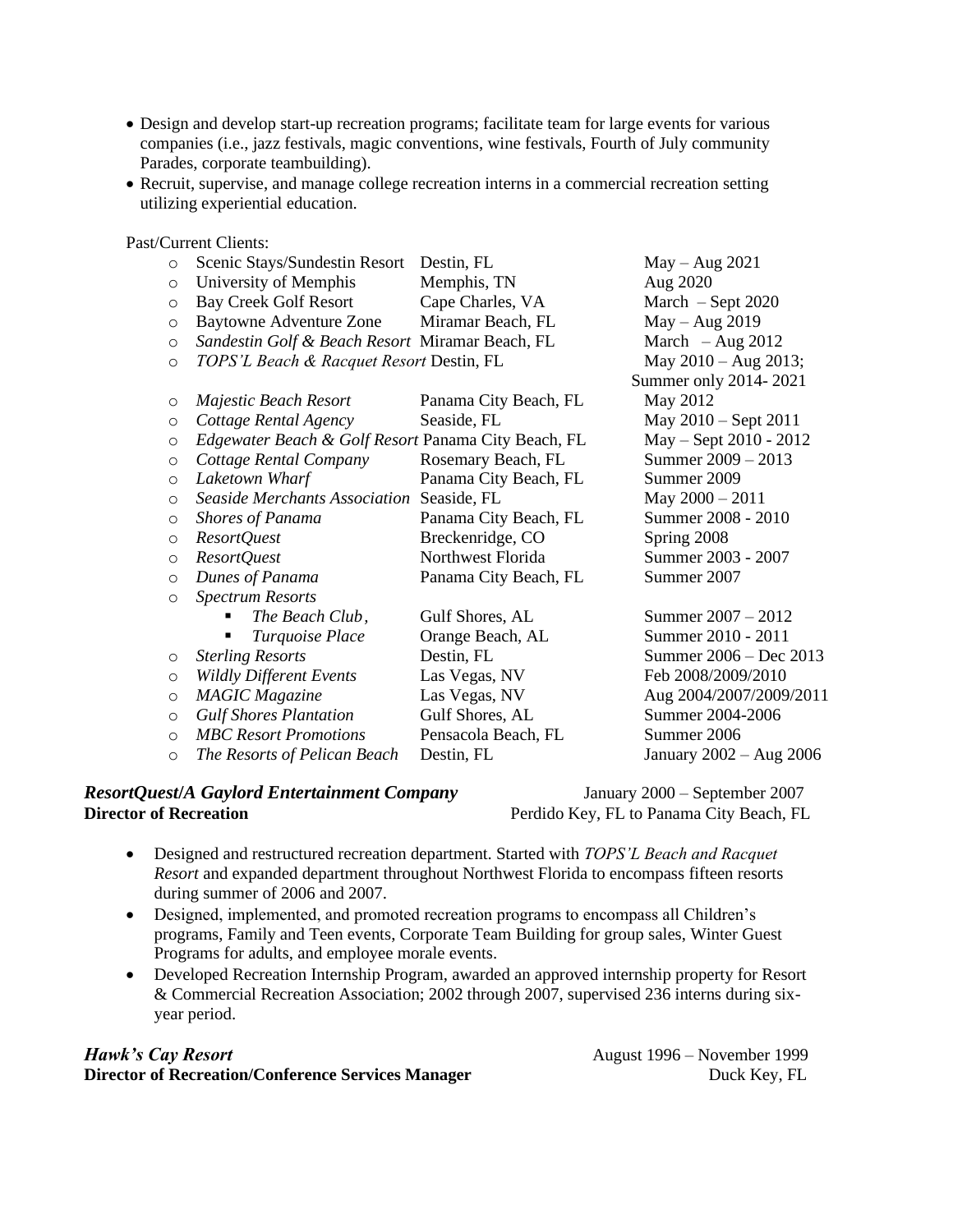- Design and develop start-up recreation programs; facilitate team for large events for various companies (i.e., jazz festivals, magic conventions, wine festivals, Fourth of July community Parades, corporate teambuilding).
- Recruit, supervise, and manage college recreation interns in a commercial recreation setting utilizing experiential education.

Past/Current Clients:

| Client | Location | Dates |
|---|---|---|
| Scenic Stays/Sundestin Resort | Destin, FL | May – Aug 2021 |
| University of Memphis | Memphis, TN | Aug 2020 |
| Bay Creek Golf Resort | Cape Charles, VA | March – Sept 2020 |
| Baytowne Adventure Zone | Miramar Beach, FL | May – Aug 2019 |
| *Sandestin Golf & Beach Resort* | Miramar Beach, FL | March – Aug 2012 |
| *TOPS'L Beach & Racquet Resort* | Destin, FL | May 2010 – Aug 2013; Summer only 2014- 2021 |
| *Majestic Beach Resort* | Panama City Beach, FL | May 2012 |
| *Cottage Rental Agency* | Seaside, FL | May 2010 – Sept 2011 |
| *Edgewater Beach & Golf Resort* | Panama City Beach, FL | May – Sept 2010 - 2012 |
| *Cottage Rental Company* | Rosemary Beach, FL | Summer 2009 – 2013 |
| *Laketown Wharf* | Panama City Beach, FL | Summer 2009 |
| *Seaside Merchants Association* | Seaside, FL | May 2000 – 2011 |
| *Shores of Panama* | Panama City Beach, FL | Summer 2008 - 2010 |
| *ResortQuest* | Breckenridge, CO | Spring 2008 |
| *ResortQuest* | Northwest Florida | Summer 2003 - 2007 |
| *Dunes of Panama* | Panama City Beach, FL | Summer 2007 |
| *Spectrum Resorts* | | |
| ▪ *The Beach Club*, | Gulf Shores, AL | Summer 2007 – 2012 |
| ▪ *Turquoise Place* | Orange Beach, AL | Summer 2010 - 2011 |
| *Sterling Resorts* | Destin, FL | Summer 2006 – Dec 2013 |
| *Wildly Different Events* | Las Vegas, NV | Feb 2008/2009/2010 |
| *MAGIC Magazine* | Las Vegas, NV | Aug 2004/2007/2009/2011 |
| *Gulf Shores Plantation* | Gulf Shores, AL | Summer 2004-2006 |
| *MBC Resort Promotions* | Pensacola Beach, FL | Summer 2006 |
| *The Resorts of Pelican Beach* | Destin, FL | January 2002 – Aug 2006 |

***ResortQuest/A Gaylord Entertainment Company*** — January 2000 – September 2007
**Director of Recreation** — Perdido Key, FL to Panama City Beach, FL

- Designed and restructured recreation department. Started with *TOPS'L Beach and Racquet Resort* and expanded department throughout Northwest Florida to encompass fifteen resorts during summer of 2006 and 2007.
- Designed, implemented, and promoted recreation programs to encompass all Children's programs, Family and Teen events, Corporate Team Building for group sales, Winter Guest Programs for adults, and employee morale events.
- Developed Recreation Internship Program, awarded an approved internship property for Resort & Commercial Recreation Association; 2002 through 2007, supervised 236 interns during six-year period.

***Hawk's Cay Resort*** — August 1996 – November 1999
**Director of Recreation/Conference Services Manager** — Duck Key, FL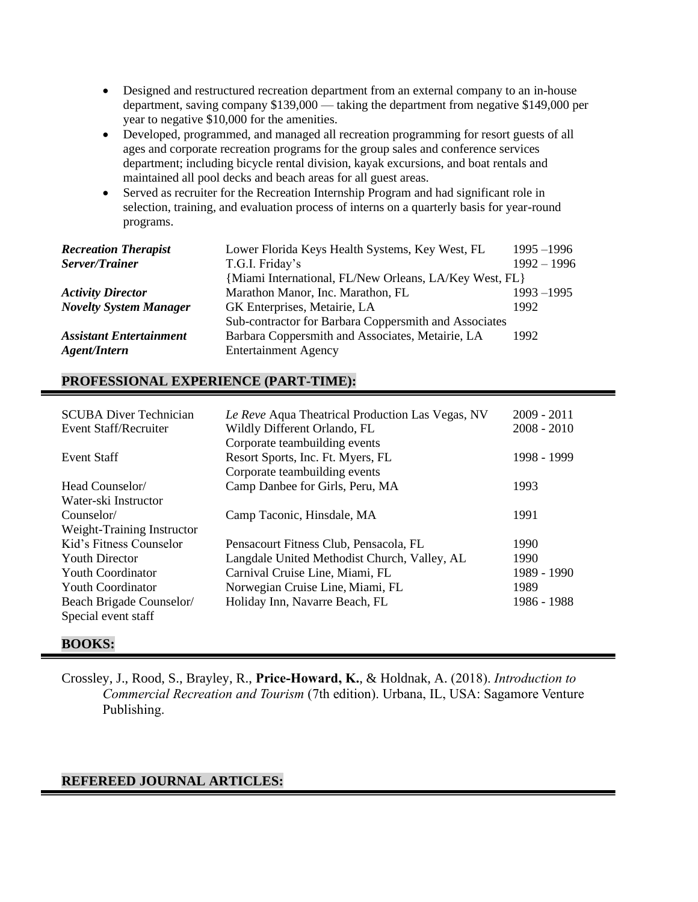- Designed and restructured recreation department from an external company to an in-house department, saving company $139,000 — taking the department from negative $149,000 per year to negative $10,000 for the amenities.
- Developed, programmed, and managed all recreation programming for resort guests of all ages and corporate recreation programs for the group sales and conference services department; including bicycle rental division, kayak excursions, and boat rentals and maintained all pool decks and beach areas for all guest areas.
- Served as recruiter for the Recreation Internship Program and had significant role in selection, training, and evaluation process of interns on a quarterly basis for year-round programs.

| | | |
|---|---|---|
| ***Recreation Therapist*** | Lower Florida Keys Health Systems, Key West, FL | 1995 –1996 |
| ***Server/Trainer*** | T.G.I. Friday's<br>{Miami International, FL/New Orleans, LA/Key West, FL} | 1992 – 1996 |
| ***Activity Director*** | Marathon Manor, Inc. Marathon, FL | 1993 –1995 |
| ***Novelty System Manager*** | GK Enterprises, Metairie, LA<br>Sub-contractor for Barbara Coppersmith and Associates | 1992 |
| ***Assistant Entertainment Agent/Intern*** | Barbara Coppersmith and Associates, Metairie, LA<br>Entertainment Agency | 1992 |

## PROFESSIONAL EXPERIENCE (PART-TIME):

| | | |
|---|---|---|
| SCUBA Diver Technician | *Le Reve* Aqua Theatrical Production Las Vegas, NV | 2009 - 2011 |
| Event Staff/Recruiter | Wildly Different Orlando, FL<br>Corporate teambuilding events | 2008 - 2010 |
| Event Staff | Resort Sports, Inc. Ft. Myers, FL<br>Corporate teambuilding events | 1998 - 1999 |
| Head Counselor/<br>Water-ski Instructor | Camp Danbee for Girls, Peru, MA | 1993 |
| Counselor/<br>Weight-Training Instructor | Camp Taconic, Hinsdale, MA | 1991 |
| Kid's Fitness Counselor | Pensacourt Fitness Club, Pensacola, FL | 1990 |
| Youth Director | Langdale United Methodist Church, Valley, AL | 1990 |
| Youth Coordinator | Carnival Cruise Line, Miami, FL | 1989 - 1990 |
| Youth Coordinator | Norwegian Cruise Line, Miami, FL | 1989 |
| Beach Brigade Counselor/<br>Special event staff | Holiday Inn, Navarre Beach, FL | 1986 - 1988 |

## BOOKS:

Crossley, J., Rood, S., Brayley, R., **Price-Howard, K.**, & Holdnak, A. (2018). *Introduction to Commercial Recreation and Tourism* (7th edition). Urbana, IL, USA: Sagamore Venture Publishing.

## REFEREED JOURNAL ARTICLES: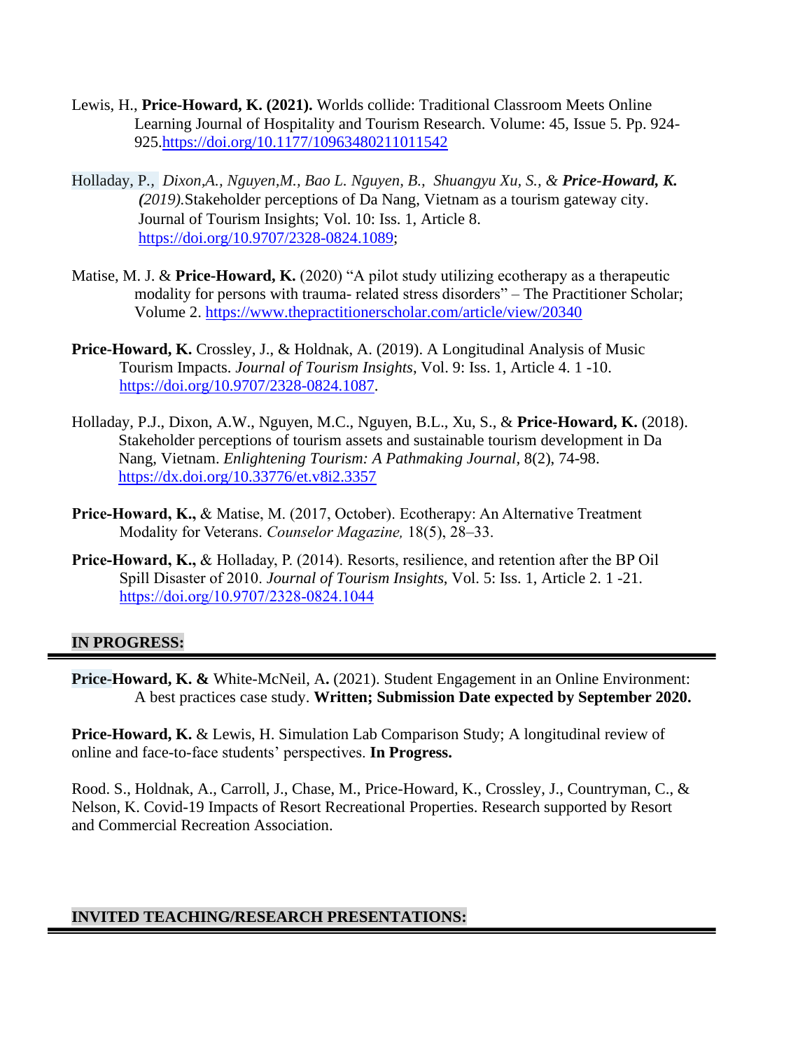Lewis, H., **Price-Howard, K. (2021).** Worlds collide: Traditional Classroom Meets Online Learning Journal of Hospitality and Tourism Research. Volume: 45, Issue 5. Pp. 924-925.https://doi.org/10.1177/10963480211011542

Holladay, P., *Dixon,A., Nguyen,M., Bao L. Nguyen, B., Shuangyu Xu, S., & **Price-Howard, K.** (2019).*Stakeholder perceptions of Da Nang, Vietnam as a tourism gateway city. Journal of Tourism Insights; Vol. 10: Iss. 1, Article 8. https://doi.org/10.9707/2328-0824.1089;

Matise, M. J. & **Price-Howard, K.** (2020) "A pilot study utilizing ecotherapy as a therapeutic modality for persons with trauma- related stress disorders" – The Practitioner Scholar; Volume 2. https://www.thepractitionerscholar.com/article/view/20340

**Price-Howard, K.** Crossley, J., & Holdnak, A. (2019). A Longitudinal Analysis of Music Tourism Impacts. *Journal of Tourism Insights*, Vol. 9: Iss. 1, Article 4. 1 -10. https://doi.org/10.9707/2328-0824.1087.

Holladay, P.J., Dixon, A.W., Nguyen, M.C., Nguyen, B.L., Xu, S., & **Price-Howard, K.** (2018). Stakeholder perceptions of tourism assets and sustainable tourism development in Da Nang, Vietnam. *Enlightening Tourism: A Pathmaking Journal*, 8(2), 74-98. https://dx.doi.org/10.33776/et.v8i2.3357

**Price-Howard, K.,** & Matise, M. (2017, October). Ecotherapy: An Alternative Treatment Modality for Veterans. *Counselor Magazine,* 18(5), 28–33.

**Price-Howard, K.,** & Holladay, P. (2014). Resorts, resilience, and retention after the BP Oil Spill Disaster of 2010. *Journal of Tourism Insights*, Vol. 5: Iss. 1, Article 2. 1 -21. https://doi.org/10.9707/2328-0824.1044

## IN PROGRESS:

**Price-Howard, K. &** White-McNeil, A**.** (2021). Student Engagement in an Online Environment: A best practices case study. **Written; Submission Date expected by September 2020.**

**Price-Howard, K.** & Lewis, H. Simulation Lab Comparison Study; A longitudinal review of online and face-to-face students' perspectives. **In Progress.**

Rood. S., Holdnak, A., Carroll, J., Chase, M., Price-Howard, K., Crossley, J., Countryman, C., & Nelson, K. Covid-19 Impacts of Resort Recreational Properties. Research supported by Resort and Commercial Recreation Association.

## INVITED TEACHING/RESEARCH PRESENTATIONS: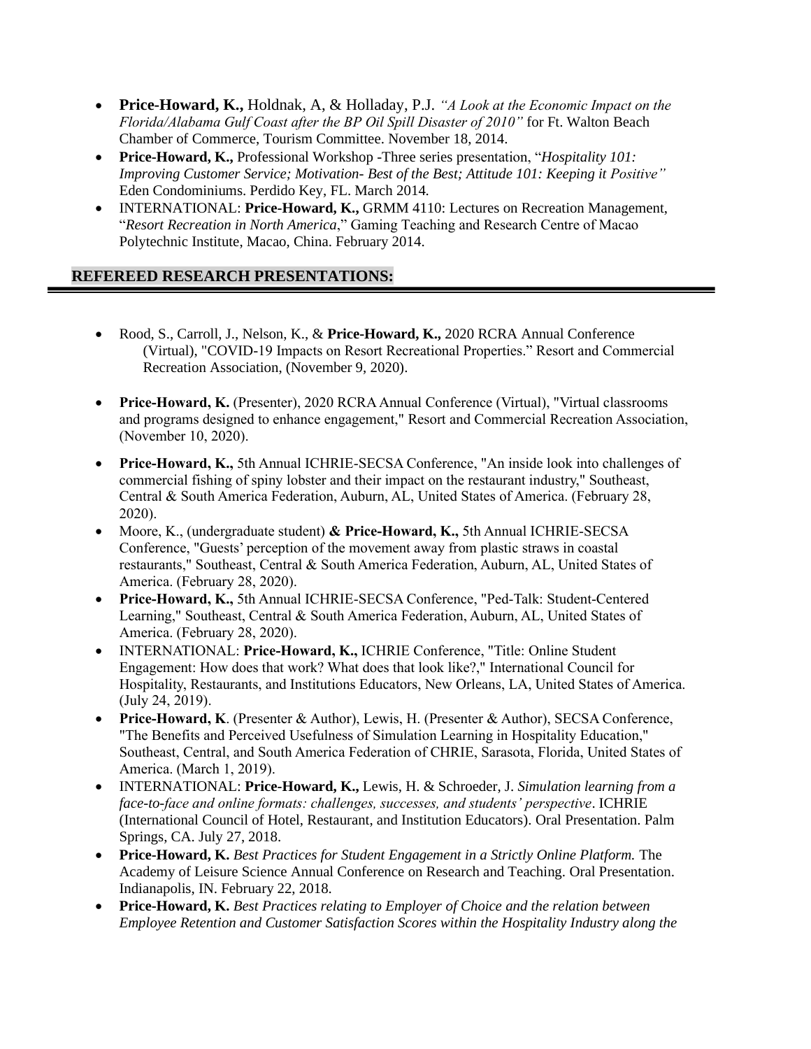- **Price-Howard, K.,** Holdnak, A, & Holladay, P.J. *"A Look at the Economic Impact on the Florida/Alabama Gulf Coast after the BP Oil Spill Disaster of 2010"* for Ft. Walton Beach Chamber of Commerce, Tourism Committee. November 18, 2014.
- **Price-Howard, K.,** Professional Workshop -Three series presentation, "*Hospitality 101: Improving Customer Service; Motivation- Best of the Best; Attitude 101: Keeping it Positive"* Eden Condominiums. Perdido Key, FL. March 2014.
- INTERNATIONAL: **Price-Howard, K.,** GRMM 4110: Lectures on Recreation Management, "*Resort Recreation in North America*," Gaming Teaching and Research Centre of Macao Polytechnic Institute, Macao, China. February 2014.

## REFEREED RESEARCH PRESENTATIONS:

- Rood, S., Carroll, J., Nelson, K., & **Price-Howard, K.,** 2020 RCRA Annual Conference (Virtual), "COVID-19 Impacts on Resort Recreational Properties." Resort and Commercial Recreation Association, (November 9, 2020).
- **Price-Howard, K.** (Presenter), 2020 RCRA Annual Conference (Virtual), "Virtual classrooms and programs designed to enhance engagement," Resort and Commercial Recreation Association, (November 10, 2020).
- **Price-Howard, K.,** 5th Annual ICHRIE-SECSA Conference, "An inside look into challenges of commercial fishing of spiny lobster and their impact on the restaurant industry," Southeast, Central & South America Federation, Auburn, AL, United States of America. (February 28, 2020).
- Moore, K., (undergraduate student) **& Price-Howard, K.,** 5th Annual ICHRIE-SECSA Conference, "Guests' perception of the movement away from plastic straws in coastal restaurants," Southeast, Central & South America Federation, Auburn, AL, United States of America. (February 28, 2020).
- **Price-Howard, K.,** 5th Annual ICHRIE-SECSA Conference, "Ped-Talk: Student-Centered Learning," Southeast, Central & South America Federation, Auburn, AL, United States of America. (February 28, 2020).
- INTERNATIONAL: **Price-Howard, K.,** ICHRIE Conference, "Title: Online Student Engagement: How does that work? What does that look like?," International Council for Hospitality, Restaurants, and Institutions Educators, New Orleans, LA, United States of America. (July 24, 2019).
- **Price-Howard, K**. (Presenter & Author), Lewis, H. (Presenter & Author), SECSA Conference, "The Benefits and Perceived Usefulness of Simulation Learning in Hospitality Education," Southeast, Central, and South America Federation of CHRIE, Sarasota, Florida, United States of America. (March 1, 2019).
- INTERNATIONAL: **Price-Howard, K.,** Lewis, H. & Schroeder, J. *Simulation learning from a face-to-face and online formats: challenges, successes, and students' perspective*. ICHRIE (International Council of Hotel, Restaurant, and Institution Educators). Oral Presentation. Palm Springs, CA. July 27, 2018.
- **Price-Howard, K.** *Best Practices for Student Engagement in a Strictly Online Platform.* The Academy of Leisure Science Annual Conference on Research and Teaching. Oral Presentation. Indianapolis, IN. February 22, 2018.
- **Price-Howard, K.** *Best Practices relating to Employer of Choice and the relation between Employee Retention and Customer Satisfaction Scores within the Hospitality Industry along the*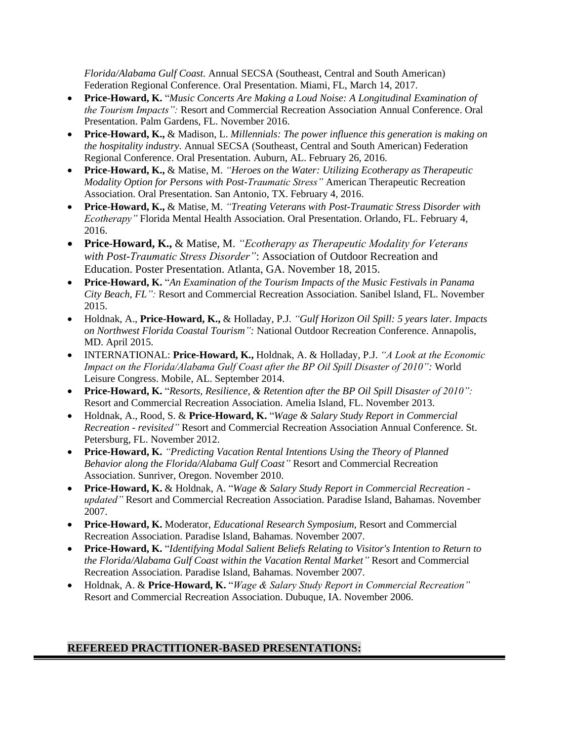*Florida/Alabama Gulf Coast.* Annual SECSA (Southeast, Central and South American) Federation Regional Conference. Oral Presentation. Miami, FL, March 14, 2017.

- **Price-Howard, K.** "*Music Concerts Are Making a Loud Noise: A Longitudinal Examination of the Tourism Impacts":* Resort and Commercial Recreation Association Annual Conference. Oral Presentation. Palm Gardens, FL. November 2016.
- **Price-Howard, K.,** & Madison, L. *Millennials: The power influence this generation is making on the hospitality industry.* Annual SECSA (Southeast, Central and South American) Federation Regional Conference. Oral Presentation. Auburn, AL. February 26, 2016.
- **Price-Howard, K.,** & Matise, M. *"Heroes on the Water: Utilizing Ecotherapy as Therapeutic Modality Option for Persons with Post-Traumatic Stress"* American Therapeutic Recreation Association. Oral Presentation. San Antonio, TX. February 4, 2016.
- **Price-Howard, K.,** & Matise, M. *"Treating Veterans with Post-Traumatic Stress Disorder with Ecotherapy"* Florida Mental Health Association. Oral Presentation. Orlando, FL. February 4, 2016.
- **Price-Howard, K.,** & Matise, M. *"Ecotherapy as Therapeutic Modality for Veterans with Post-Traumatic Stress Disorder"*: Association of Outdoor Recreation and Education. Poster Presentation. Atlanta, GA. November 18, 2015.
- **Price-Howard, K.** "*An Examination of the Tourism Impacts of the Music Festivals in Panama City Beach, FL":* Resort and Commercial Recreation Association. Sanibel Island, FL. November 2015.
- Holdnak, A., **Price-Howard, K.,** & Holladay, P.J. *"Gulf Horizon Oil Spill: 5 years later. Impacts on Northwest Florida Coastal Tourism":* National Outdoor Recreation Conference. Annapolis, MD. April 2015.
- INTERNATIONAL: **Price-Howard, K.,** Holdnak, A. & Holladay, P.J. *"A Look at the Economic Impact on the Florida/Alabama Gulf Coast after the BP Oil Spill Disaster of 2010":* World Leisure Congress. Mobile, AL. September 2014.
- **Price-Howard, K.** "*Resorts, Resilience, & Retention after the BP Oil Spill Disaster of 2010":* Resort and Commercial Recreation Association. Amelia Island, FL. November 2013.
- Holdnak, A., Rood, S. & **Price-Howard, K.** "*Wage & Salary Study Report in Commercial Recreation - revisited"* Resort and Commercial Recreation Association Annual Conference. St. Petersburg, FL. November 2012.
- **Price-Howard, K.** *"Predicting Vacation Rental Intentions Using the Theory of Planned Behavior along the Florida/Alabama Gulf Coast"* Resort and Commercial Recreation Association. Sunriver, Oregon. November 2010.
- **Price-Howard, K.** & Holdnak, A. "*Wage & Salary Study Report in Commercial Recreation - updated"* Resort and Commercial Recreation Association. Paradise Island, Bahamas. November 2007.
- **Price-Howard, K.** Moderator, *Educational Research Symposium*, Resort and Commercial Recreation Association. Paradise Island, Bahamas. November 2007.
- **Price-Howard, K.** "*Identifying Modal Salient Beliefs Relating to Visitor's Intention to Return to the Florida/Alabama Gulf Coast within the Vacation Rental Market"* Resort and Commercial Recreation Association. Paradise Island, Bahamas. November 2007.
- Holdnak, A. & **Price-Howard, K.** "*Wage & Salary Study Report in Commercial Recreation"* Resort and Commercial Recreation Association. Dubuque, IA. November 2006.

## REFEREED PRACTITIONER-BASED PRESENTATIONS: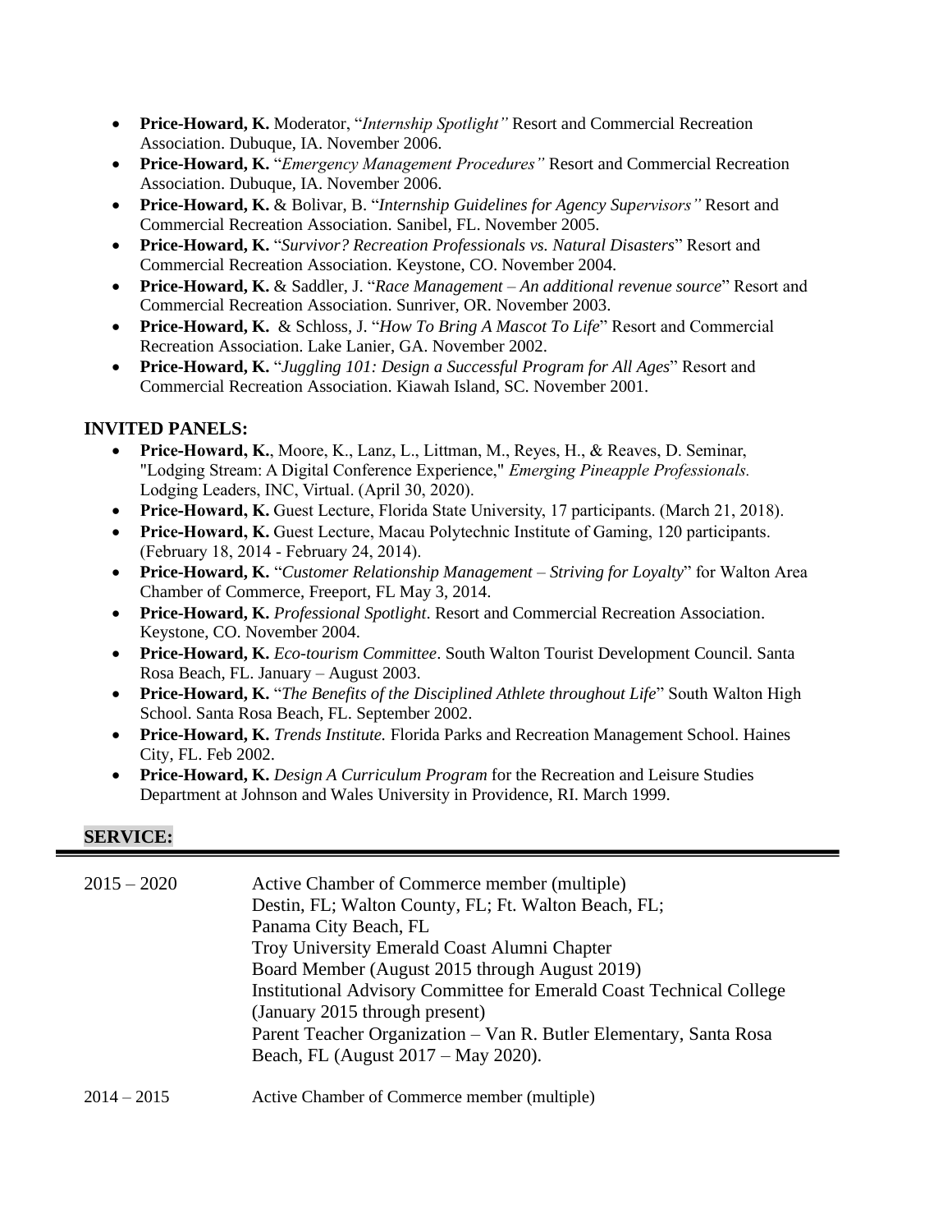- **Price-Howard, K.** Moderator, "*Internship Spotlight"* Resort and Commercial Recreation Association. Dubuque, IA. November 2006.
- **Price-Howard, K.** "*Emergency Management Procedures"* Resort and Commercial Recreation Association. Dubuque, IA. November 2006.
- **Price-Howard, K.** & Bolivar, B. "*Internship Guidelines for Agency Supervisors"* Resort and Commercial Recreation Association. Sanibel, FL. November 2005.
- **Price-Howard, K.** "*Survivor? Recreation Professionals vs. Natural Disasters*" Resort and Commercial Recreation Association. Keystone, CO. November 2004.
- **Price-Howard, K.** & Saddler, J. "*Race Management – An additional revenue source*" Resort and Commercial Recreation Association. Sunriver, OR. November 2003.
- **Price-Howard, K.** & Schloss, J. "*How To Bring A Mascot To Life*" Resort and Commercial Recreation Association. Lake Lanier, GA. November 2002.
- **Price-Howard, K.** "*Juggling 101: Design a Successful Program for All Ages*" Resort and Commercial Recreation Association. Kiawah Island, SC. November 2001.

**INVITED PANELS:**

- **Price-Howard, K.**, Moore, K., Lanz, L., Littman, M., Reyes, H., & Reaves, D. Seminar, "Lodging Stream: A Digital Conference Experience," *Emerging Pineapple Professionals.* Lodging Leaders, INC, Virtual. (April 30, 2020).
- **Price-Howard, K.** Guest Lecture, Florida State University, 17 participants. (March 21, 2018).
- **Price-Howard, K.** Guest Lecture, Macau Polytechnic Institute of Gaming, 120 participants. (February 18, 2014 - February 24, 2014).
- **Price-Howard, K.** "*Customer Relationship Management – Striving for Loyalty*" for Walton Area Chamber of Commerce, Freeport, FL May 3, 2014.
- **Price-Howard, K.** *Professional Spotlight*. Resort and Commercial Recreation Association. Keystone, CO. November 2004.
- **Price-Howard, K.** *Eco-tourism Committee*. South Walton Tourist Development Council. Santa Rosa Beach, FL. January – August 2003.
- **Price-Howard, K.** "*The Benefits of the Disciplined Athlete throughout Life*" South Walton High School. Santa Rosa Beach, FL. September 2002.
- **Price-Howard, K.** *Trends Institute.* Florida Parks and Recreation Management School. Haines City, FL. Feb 2002.
- **Price-Howard, K.** *Design A Curriculum Program* for the Recreation and Leisure Studies Department at Johnson and Wales University in Providence, RI. March 1999.

## SERVICE:

| | |
|---|---|
| 2015 – 2020 | Active Chamber of Commerce member (multiple)<br>Destin, FL; Walton County, FL; Ft. Walton Beach, FL;<br>Panama City Beach, FL<br>Troy University Emerald Coast Alumni Chapter<br>Board Member (August 2015 through August 2019)<br>Institutional Advisory Committee for Emerald Coast Technical College<br>(January 2015 through present)<br>Parent Teacher Organization – Van R. Butler Elementary, Santa Rosa Beach, FL (August 2017 – May 2020). |
| 2014 – 2015 | Active Chamber of Commerce member (multiple) |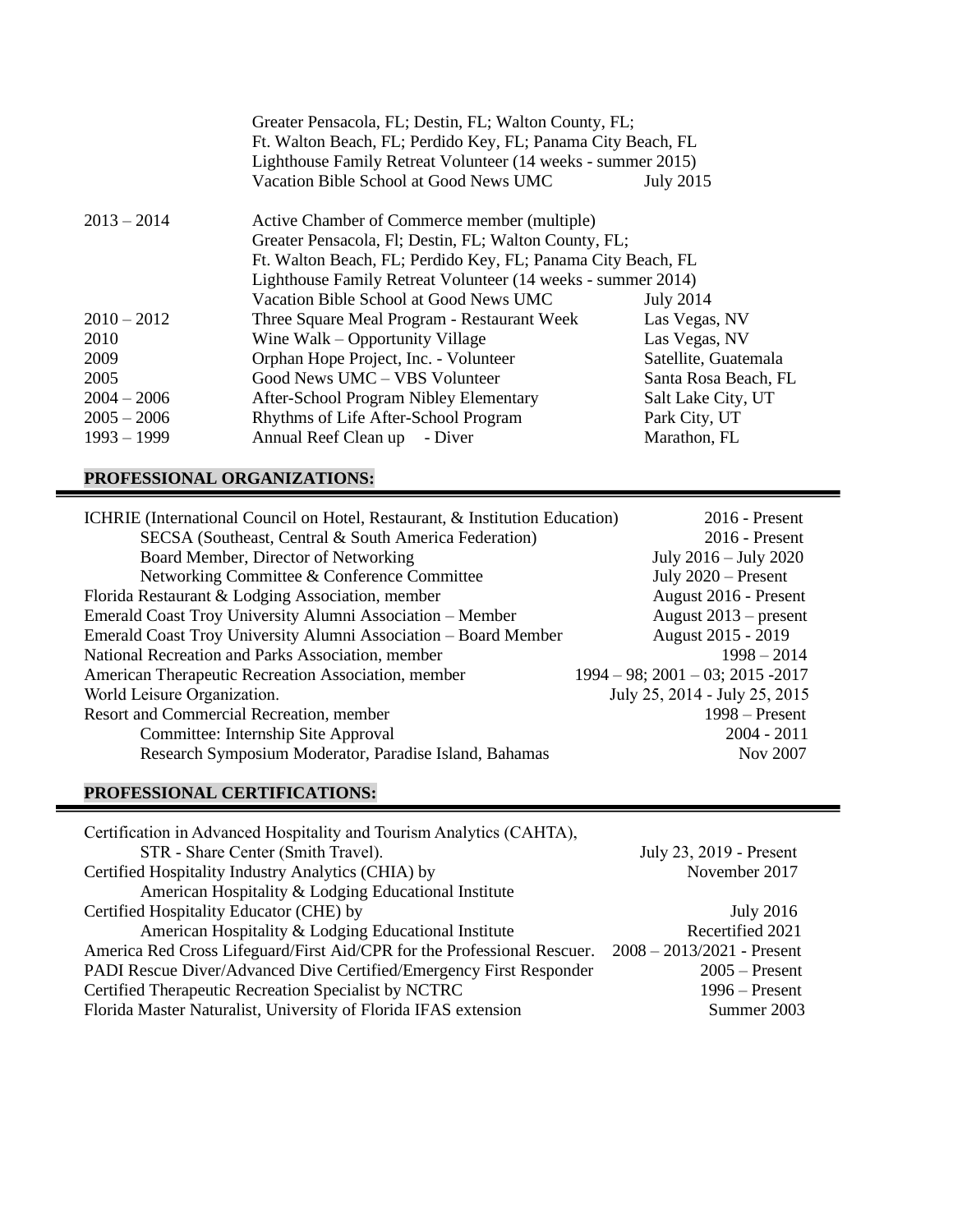| | | |
|---|---|---|
| | Greater Pensacola, FL; Destin, FL; Walton County, FL; | |
| | Ft. Walton Beach, FL; Perdido Key, FL; Panama City Beach, FL | |
| | Lighthouse Family Retreat Volunteer (14 weeks - summer 2015) | |
| | Vacation Bible School at Good News UMC | July 2015 |
| 2013 – 2014 | Active Chamber of Commerce member (multiple) | |
| | Greater Pensacola, Fl; Destin, FL; Walton County, FL; | |
| | Ft. Walton Beach, FL; Perdido Key, FL; Panama City Beach, FL | |
| | Lighthouse Family Retreat Volunteer (14 weeks - summer 2014) | |
| | Vacation Bible School at Good News UMC | July 2014 |
| 2010 – 2012 | Three Square Meal Program - Restaurant Week | Las Vegas, NV |
| 2010 | Wine Walk – Opportunity Village | Las Vegas, NV |
| 2009 | Orphan Hope Project, Inc. - Volunteer | Satellite, Guatemala |
| 2005 | Good News UMC – VBS Volunteer | Santa Rosa Beach, FL |
| 2004 – 2006 | After-School Program Nibley Elementary | Salt Lake City, UT |
| 2005 – 2006 | Rhythms of Life After-School Program | Park City, UT |
| 1993 – 1999 | Annual Reef Clean up - Diver | Marathon, FL |

## PROFESSIONAL ORGANIZATIONS:

| | |
|---|---|
| ICHRIE (International Council on Hotel, Restaurant, & Institution Education) | 2016 - Present |
| SECSA (Southeast, Central & South America Federation) | 2016 - Present |
| Board Member, Director of Networking | July 2016 – July 2020 |
| Networking Committee & Conference Committee | July 2020 – Present |
| Florida Restaurant & Lodging Association, member | August 2016 - Present |
| Emerald Coast Troy University Alumni Association – Member | August 2013 – present |
| Emerald Coast Troy University Alumni Association – Board Member | August 2015 - 2019 |
| National Recreation and Parks Association, member | 1998 – 2014 |
| American Therapeutic Recreation Association, member | 1994 – 98; 2001 – 03; 2015 -2017 |
| World Leisure Organization. | July 25, 2014 - July 25, 2015 |
| Resort and Commercial Recreation, member | 1998 – Present |
| Committee: Internship Site Approval | 2004 - 2011 |
| Research Symposium Moderator, Paradise Island, Bahamas | Nov 2007 |

## PROFESSIONAL CERTIFICATIONS:

| | |
|---|---|
| Certification in Advanced Hospitality and Tourism Analytics (CAHTA), STR - Share Center (Smith Travel). | July 23, 2019 - Present |
| Certified Hospitality Industry Analytics (CHIA) by American Hospitality & Lodging Educational Institute | November 2017 |
| Certified Hospitality Educator (CHE) by American Hospitality & Lodging Educational Institute | July 2016, Recertified 2021 |
| America Red Cross Lifeguard/First Aid/CPR for the Professional Rescuer. | 2008 – 2013/2021 - Present |
| PADI Rescue Diver/Advanced Dive Certified/Emergency First Responder | 2005 – Present |
| Certified Therapeutic Recreation Specialist by NCTRC | 1996 – Present |
| Florida Master Naturalist, University of Florida IFAS extension | Summer 2003 |